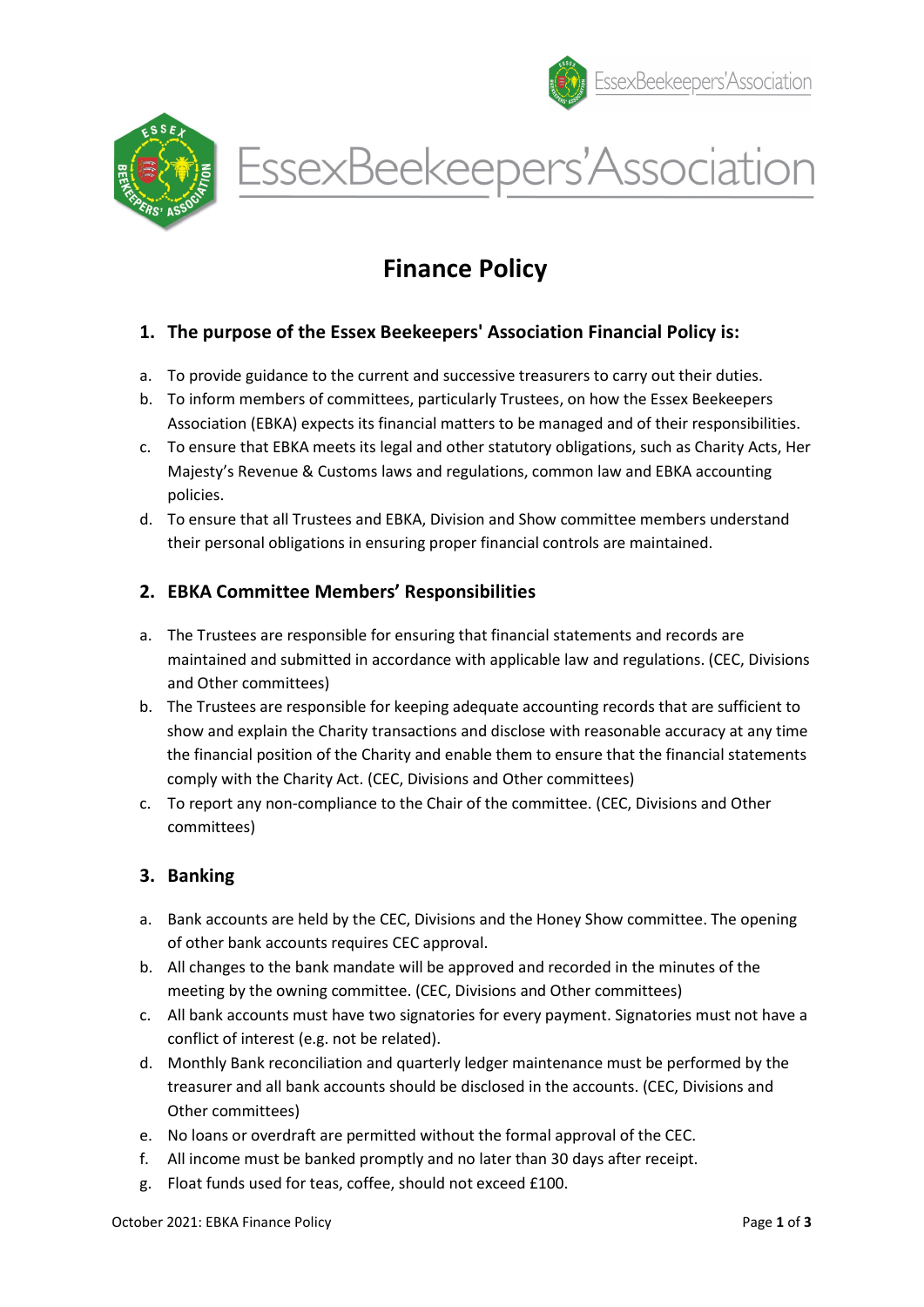# Finance Policy

## 1. The purpose of the Essex Beekeepers' Association Financial Policy is:

a. To provide guidance to the current and successive treasurers to carry out their duties.
b. To inform members of committees, particularly Trustees, on how the Essex Beekeepers Association (EBKA) expects its financial matters to be managed and of their responsibilities.
c. To ensure that EBKA meets its legal and other statutory obligations, such as Charity Acts, Her Majesty's Revenue & Customs laws and regulations, common law and EBKA accounting policies.
d. To ensure that all Trustees and EBKA, Division and Show committee members understand their personal obligations in ensuring proper financial controls are maintained.

## 2. EBKA Committee Members' Responsibilities

a. The Trustees are responsible for ensuring that financial statements and records are maintained and submitted in accordance with applicable law and regulations. (CEC, Divisions and Other committees)
b. The Trustees are responsible for keeping adequate accounting records that are sufficient to show and explain the Charity transactions and disclose with reasonable accuracy at any time the financial position of the Charity and enable them to ensure that the financial statements comply with the Charity Act. (CEC, Divisions and Other committees)
c. To report any non-compliance to the Chair of the committee. (CEC, Divisions and Other committees)

## 3. Banking

a. Bank accounts are held by the CEC, Divisions and the Honey Show committee. The opening of other bank accounts requires CEC approval.
b. All changes to the bank mandate will be approved and recorded in the minutes of the meeting by the owning committee. (CEC, Divisions and Other committees)
c. All bank accounts must have two signatories for every payment. Signatories must not have a conflict of interest (e.g. not be related).
d. Monthly Bank reconciliation and quarterly ledger maintenance must be performed by the treasurer and all bank accounts should be disclosed in the accounts. (CEC, Divisions and Other committees)
e. No loans or overdraft are permitted without the formal approval of the CEC.
f. All income must be banked promptly and no later than 30 days after receipt.
g. Float funds used for teas, coffee, should not exceed £100.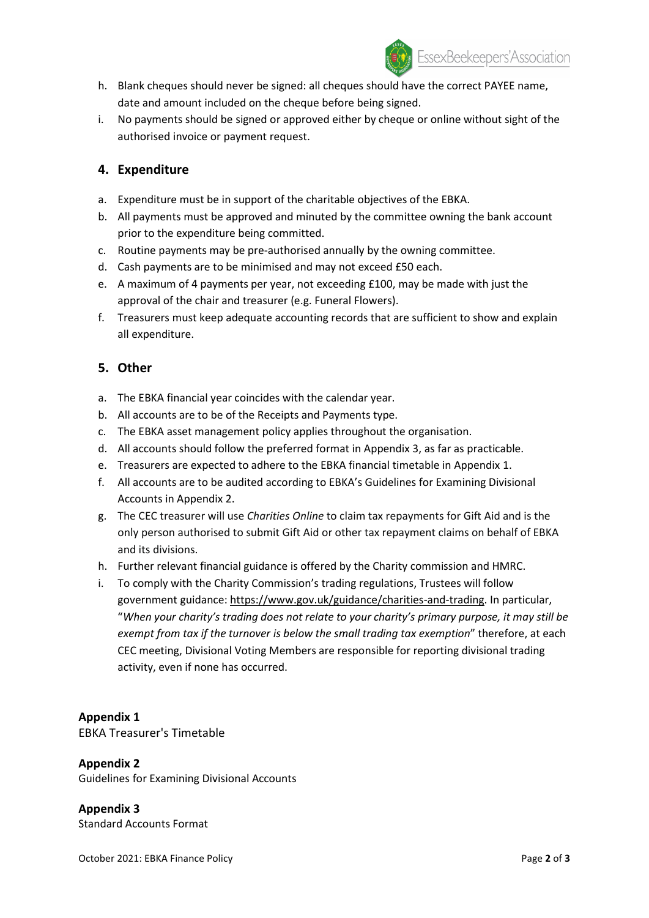h. Blank cheques should never be signed: all cheques should have the correct PAYEE name, date and amount included on the cheque before being signed.

i. No payments should be signed or approved either by cheque or online without sight of the authorised invoice or payment request.

## 4. Expenditure

a. Expenditure must be in support of the charitable objectives of the EBKA.

b. All payments must be approved and minuted by the committee owning the bank account prior to the expenditure being committed.

c. Routine payments may be pre-authorised annually by the owning committee.

d. Cash payments are to be minimised and may not exceed £50 each.

e. A maximum of 4 payments per year, not exceeding £100, may be made with just the approval of the chair and treasurer (e.g. Funeral Flowers).

f. Treasurers must keep adequate accounting records that are sufficient to show and explain all expenditure.

## 5. Other

a. The EBKA financial year coincides with the calendar year.

b. All accounts are to be of the Receipts and Payments type.

c. The EBKA asset management policy applies throughout the organisation.

d. All accounts should follow the preferred format in Appendix 3, as far as practicable.

e. Treasurers are expected to adhere to the EBKA financial timetable in Appendix 1.

f. All accounts are to be audited according to EBKA's Guidelines for Examining Divisional Accounts in Appendix 2.

g. The CEC treasurer will use *Charities Online* to claim tax repayments for Gift Aid and is the only person authorised to submit Gift Aid or other tax repayment claims on behalf of EBKA and its divisions.

h. Further relevant financial guidance is offered by the Charity commission and HMRC.

i. To comply with the Charity Commission's trading regulations, Trustees will follow government guidance: https://www.gov.uk/guidance/charities-and-trading. In particular, "*When your charity's trading does not relate to your charity's primary purpose, it may still be exempt from tax if the turnover is below the small trading tax exemption*" therefore, at each CEC meeting, Divisional Voting Members are responsible for reporting divisional trading activity, even if none has occurred.

**Appendix 1**
EBKA Treasurer's Timetable

**Appendix 2**
Guidelines for Examining Divisional Accounts

**Appendix 3**
Standard Accounts Format